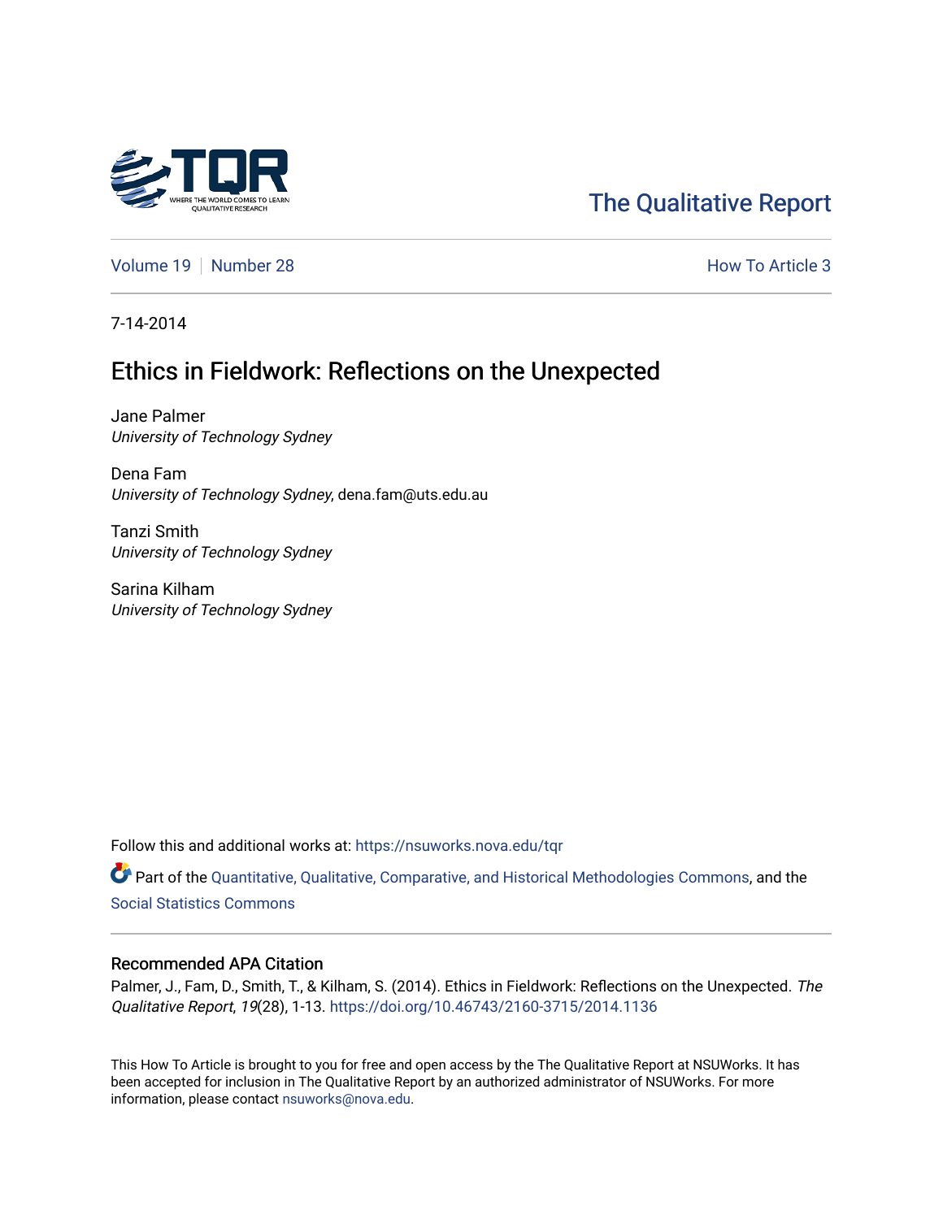The Qualitative Report

Volume 19 | Number 28 | How To Article 3

7-14-2014

# Ethics in Fieldwork: Reflections on the Unexpected

Jane Palmer
*University of Technology Sydney*

Dena Fam
*University of Technology Sydney*, dena.fam@uts.edu.au

Tanzi Smith
*University of Technology Sydney*

Sarina Kilham
*University of Technology Sydney*

Follow this and additional works at: https://nsuworks.nova.edu/tqr

Part of the Quantitative, Qualitative, Comparative, and Historical Methodologies Commons, and the Social Statistics Commons

## Recommended APA Citation

Palmer, J., Fam, D., Smith, T., & Kilham, S. (2014). Ethics in Fieldwork: Reflections on the Unexpected. *The Qualitative Report*, *19*(28), 1-13. https://doi.org/10.46743/2160-3715/2014.1136

This How To Article is brought to you for free and open access by the The Qualitative Report at NSUWorks. It has been accepted for inclusion in The Qualitative Report by an authorized administrator of NSUWorks. For more information, please contact nsuworks@nova.edu.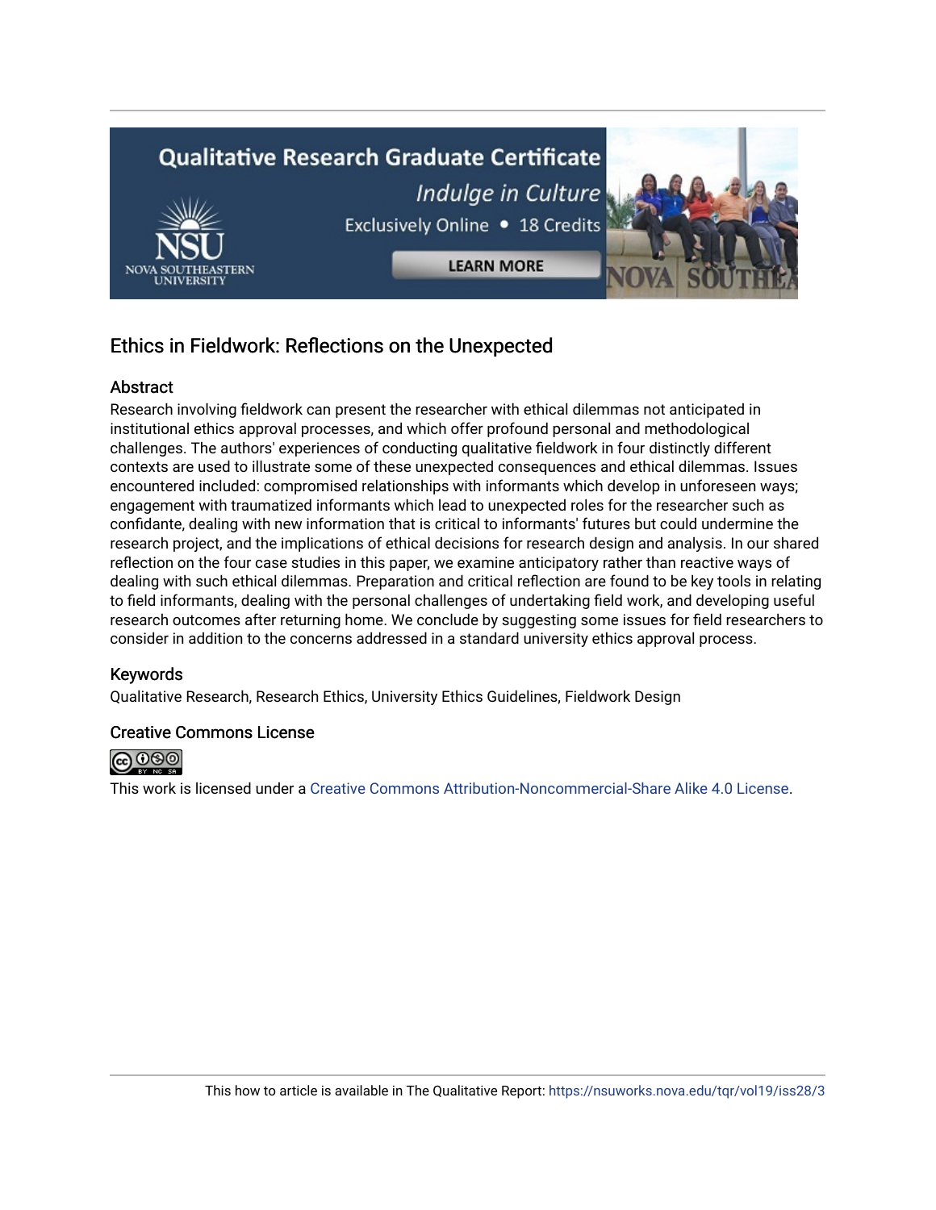## Ethics in Fieldwork: Reflections on the Unexpected

### Abstract

Research involving fieldwork can present the researcher with ethical dilemmas not anticipated in institutional ethics approval processes, and which offer profound personal and methodological challenges. The authors' experiences of conducting qualitative fieldwork in four distinctly different contexts are used to illustrate some of these unexpected consequences and ethical dilemmas. Issues encountered included: compromised relationships with informants which develop in unforeseen ways; engagement with traumatized informants which lead to unexpected roles for the researcher such as confidante, dealing with new information that is critical to informants' futures but could undermine the research project, and the implications of ethical decisions for research design and analysis. In our shared reflection on the four case studies in this paper, we examine anticipatory rather than reactive ways of dealing with such ethical dilemmas. Preparation and critical reflection are found to be key tools in relating to field informants, dealing with the personal challenges of undertaking field work, and developing useful research outcomes after returning home. We conclude by suggesting some issues for field researchers to consider in addition to the concerns addressed in a standard university ethics approval process.

### Keywords

Qualitative Research, Research Ethics, University Ethics Guidelines, Fieldwork Design

### Creative Commons License

This work is licensed under a Creative Commons Attribution-Noncommercial-Share Alike 4.0 License.

This how to article is available in The Qualitative Report: https://nsuworks.nova.edu/tqr/vol19/iss28/3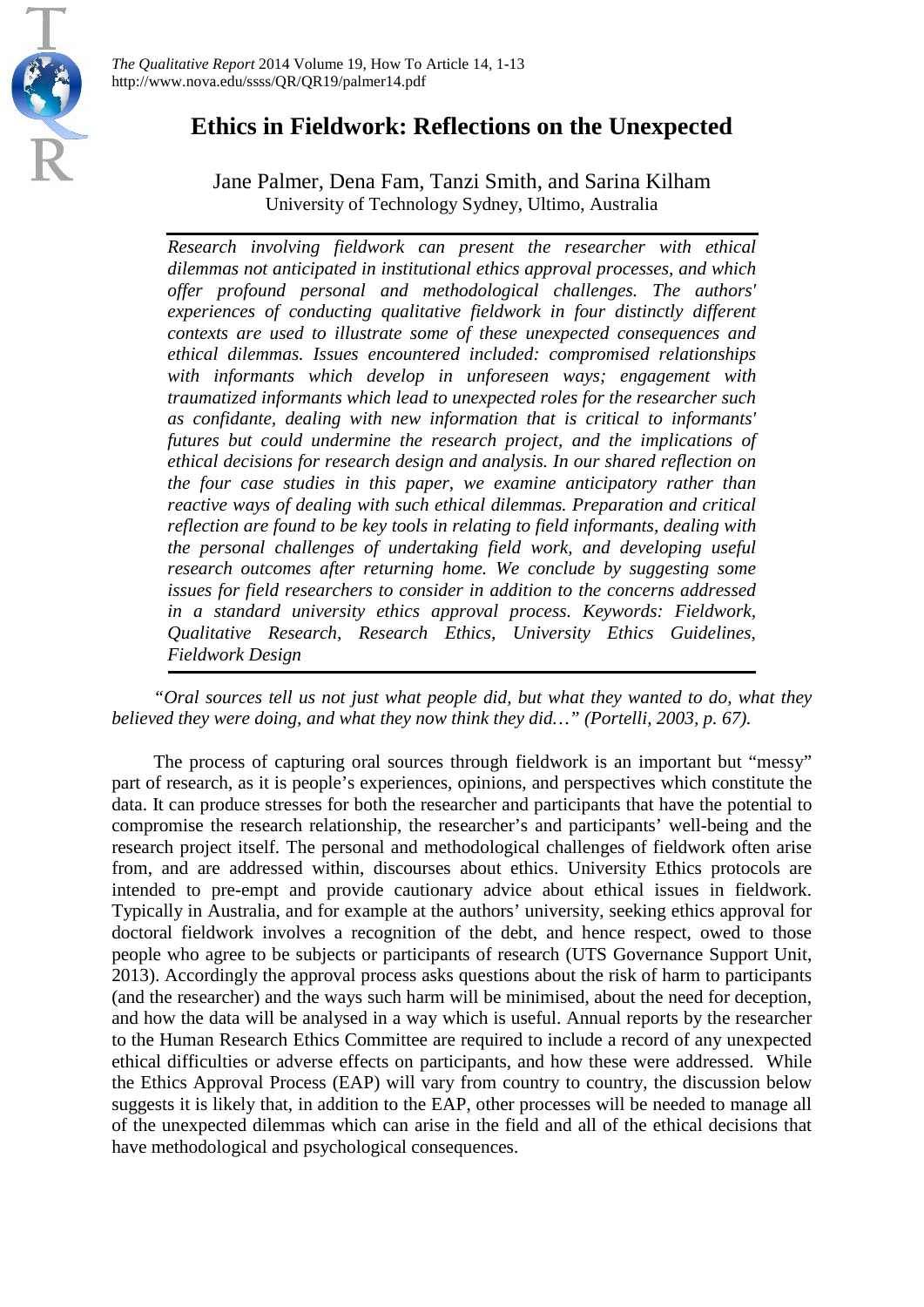# Ethics in Fieldwork: Reflections on the Unexpected

Jane Palmer, Dena Fam, Tanzi Smith, and Sarina Kilham
University of Technology Sydney, Ultimo, Australia

*Research involving fieldwork can present the researcher with ethical dilemmas not anticipated in institutional ethics approval processes, and which offer profound personal and methodological challenges. The authors' experiences of conducting qualitative fieldwork in four distinctly different contexts are used to illustrate some of these unexpected consequences and ethical dilemmas. Issues encountered included: compromised relationships with informants which develop in unforeseen ways; engagement with traumatized informants which lead to unexpected roles for the researcher such as confidante, dealing with new information that is critical to informants' futures but could undermine the research project, and the implications of ethical decisions for research design and analysis. In our shared reflection on the four case studies in this paper, we examine anticipatory rather than reactive ways of dealing with such ethical dilemmas. Preparation and critical reflection are found to be key tools in relating to field informants, dealing with the personal challenges of undertaking field work, and developing useful research outcomes after returning home. We conclude by suggesting some issues for field researchers to consider in addition to the concerns addressed in a standard university ethics approval process. Keywords: Fieldwork, Qualitative Research, Research Ethics, University Ethics Guidelines, Fieldwork Design*

*"Oral sources tell us not just what people did, but what they wanted to do, what they believed they were doing, and what they now think they did…" (Portelli, 2003, p. 67).*

The process of capturing oral sources through fieldwork is an important but "messy" part of research, as it is people's experiences, opinions, and perspectives which constitute the data. It can produce stresses for both the researcher and participants that have the potential to compromise the research relationship, the researcher's and participants' well-being and the research project itself. The personal and methodological challenges of fieldwork often arise from, and are addressed within, discourses about ethics. University Ethics protocols are intended to pre-empt and provide cautionary advice about ethical issues in fieldwork. Typically in Australia, and for example at the authors' university, seeking ethics approval for doctoral fieldwork involves a recognition of the debt, and hence respect, owed to those people who agree to be subjects or participants of research (UTS Governance Support Unit, 2013). Accordingly the approval process asks questions about the risk of harm to participants (and the researcher) and the ways such harm will be minimised, about the need for deception, and how the data will be analysed in a way which is useful. Annual reports by the researcher to the Human Research Ethics Committee are required to include a record of any unexpected ethical difficulties or adverse effects on participants, and how these were addressed. While the Ethics Approval Process (EAP) will vary from country to country, the discussion below suggests it is likely that, in addition to the EAP, other processes will be needed to manage all of the unexpected dilemmas which can arise in the field and all of the ethical decisions that have methodological and psychological consequences.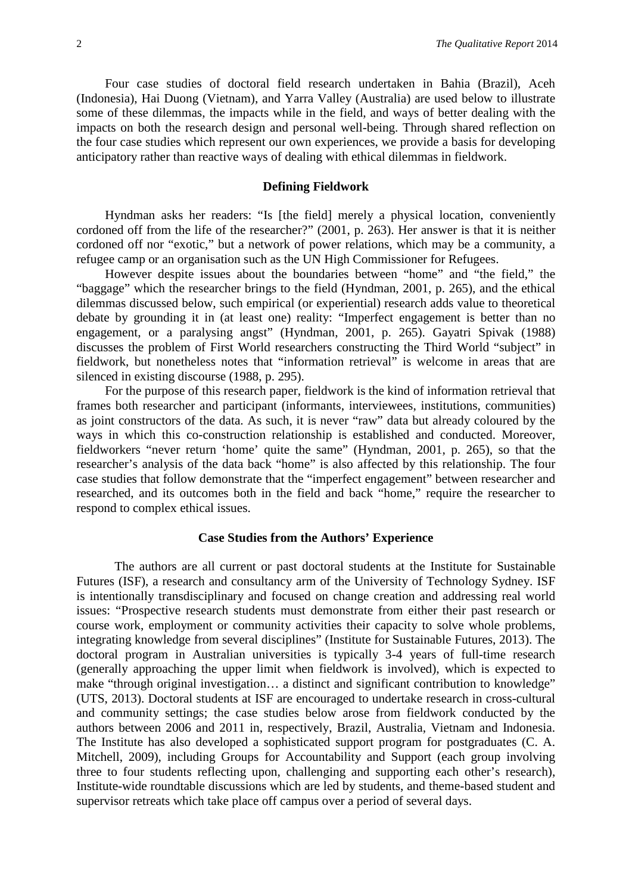Four case studies of doctoral field research undertaken in Bahia (Brazil), Aceh (Indonesia), Hai Duong (Vietnam), and Yarra Valley (Australia) are used below to illustrate some of these dilemmas, the impacts while in the field, and ways of better dealing with the impacts on both the research design and personal well-being. Through shared reflection on the four case studies which represent our own experiences, we provide a basis for developing anticipatory rather than reactive ways of dealing with ethical dilemmas in fieldwork.

## Defining Fieldwork

Hyndman asks her readers: "Is [the field] merely a physical location, conveniently cordoned off from the life of the researcher?" (2001, p. 263). Her answer is that it is neither cordoned off nor "exotic," but a network of power relations, which may be a community, a refugee camp or an organisation such as the UN High Commissioner for Refugees.

However despite issues about the boundaries between "home" and "the field," the "baggage" which the researcher brings to the field (Hyndman, 2001, p. 265), and the ethical dilemmas discussed below, such empirical (or experiential) research adds value to theoretical debate by grounding it in (at least one) reality: "Imperfect engagement is better than no engagement, or a paralysing angst" (Hyndman, 2001, p. 265). Gayatri Spivak (1988) discusses the problem of First World researchers constructing the Third World "subject" in fieldwork, but nonetheless notes that "information retrieval" is welcome in areas that are silenced in existing discourse (1988, p. 295).

For the purpose of this research paper, fieldwork is the kind of information retrieval that frames both researcher and participant (informants, interviewees, institutions, communities) as joint constructors of the data. As such, it is never "raw" data but already coloured by the ways in which this co-construction relationship is established and conducted. Moreover, fieldworkers "never return 'home' quite the same" (Hyndman, 2001, p. 265), so that the researcher's analysis of the data back "home" is also affected by this relationship. The four case studies that follow demonstrate that the "imperfect engagement" between researcher and researched, and its outcomes both in the field and back "home," require the researcher to respond to complex ethical issues.

## Case Studies from the Authors' Experience

The authors are all current or past doctoral students at the Institute for Sustainable Futures (ISF), a research and consultancy arm of the University of Technology Sydney. ISF is intentionally transdisciplinary and focused on change creation and addressing real world issues: "Prospective research students must demonstrate from either their past research or course work, employment or community activities their capacity to solve whole problems, integrating knowledge from several disciplines" (Institute for Sustainable Futures, 2013). The doctoral program in Australian universities is typically 3-4 years of full-time research (generally approaching the upper limit when fieldwork is involved), which is expected to make "through original investigation… a distinct and significant contribution to knowledge" (UTS, 2013). Doctoral students at ISF are encouraged to undertake research in cross-cultural and community settings; the case studies below arose from fieldwork conducted by the authors between 2006 and 2011 in, respectively, Brazil, Australia, Vietnam and Indonesia. The Institute has also developed a sophisticated support program for postgraduates (C. A. Mitchell, 2009), including Groups for Accountability and Support (each group involving three to four students reflecting upon, challenging and supporting each other's research), Institute-wide roundtable discussions which are led by students, and theme-based student and supervisor retreats which take place off campus over a period of several days.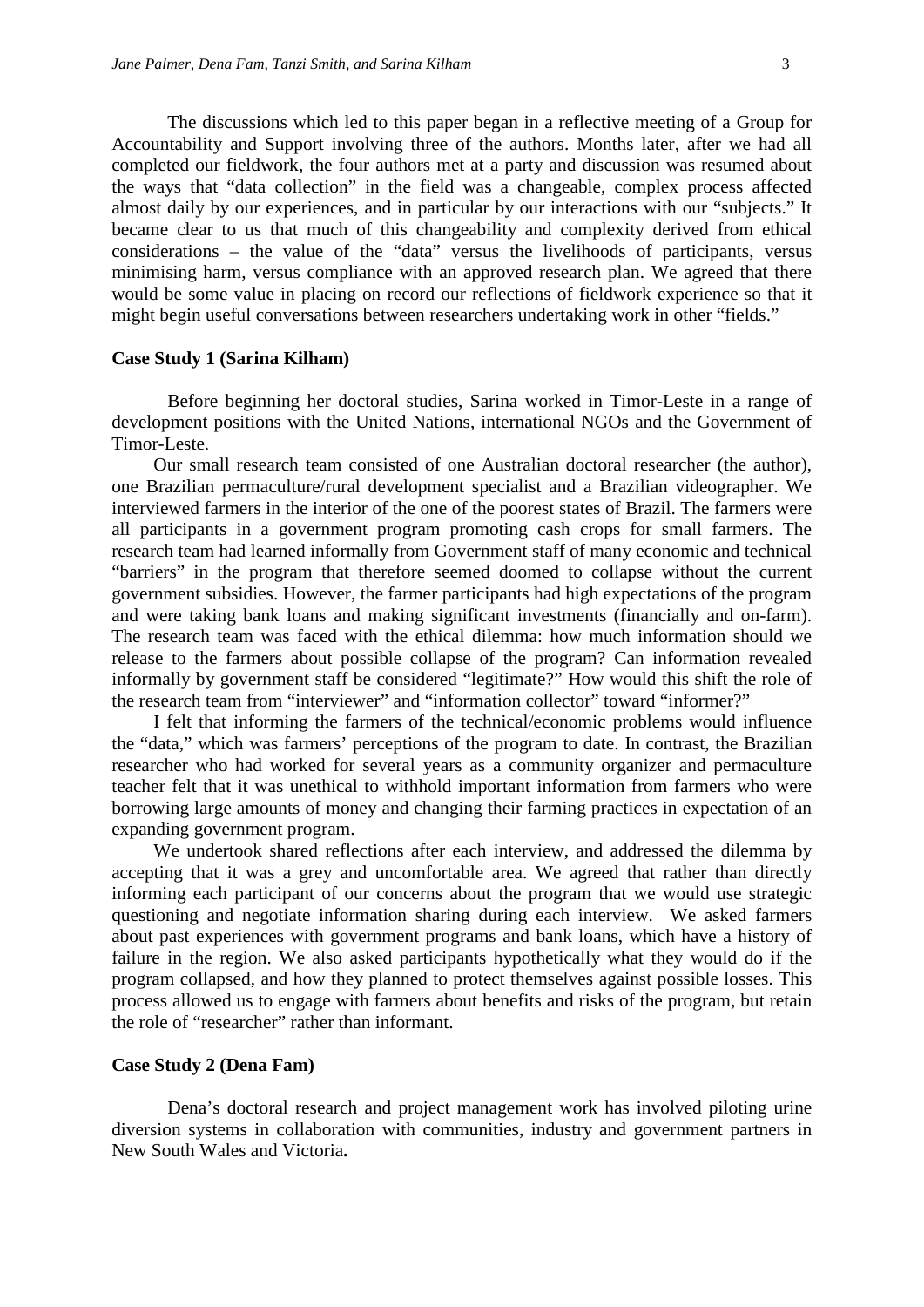The discussions which led to this paper began in a reflective meeting of a Group for Accountability and Support involving three of the authors. Months later, after we had all completed our fieldwork, the four authors met at a party and discussion was resumed about the ways that "data collection" in the field was a changeable, complex process affected almost daily by our experiences, and in particular by our interactions with our "subjects." It became clear to us that much of this changeability and complexity derived from ethical considerations – the value of the "data" versus the livelihoods of participants, versus minimising harm, versus compliance with an approved research plan. We agreed that there would be some value in placing on record our reflections of fieldwork experience so that it might begin useful conversations between researchers undertaking work in other "fields."

**Case Study 1 (Sarina Kilham)**

Before beginning her doctoral studies, Sarina worked in Timor-Leste in a range of development positions with the United Nations, international NGOs and the Government of Timor-Leste.

Our small research team consisted of one Australian doctoral researcher (the author), one Brazilian permaculture/rural development specialist and a Brazilian videographer. We interviewed farmers in the interior of the one of the poorest states of Brazil. The farmers were all participants in a government program promoting cash crops for small farmers. The research team had learned informally from Government staff of many economic and technical "barriers" in the program that therefore seemed doomed to collapse without the current government subsidies. However, the farmer participants had high expectations of the program and were taking bank loans and making significant investments (financially and on-farm). The research team was faced with the ethical dilemma: how much information should we release to the farmers about possible collapse of the program? Can information revealed informally by government staff be considered "legitimate?" How would this shift the role of the research team from "interviewer" and "information collector" toward "informer?"

I felt that informing the farmers of the technical/economic problems would influence the "data," which was farmers' perceptions of the program to date. In contrast, the Brazilian researcher who had worked for several years as a community organizer and permaculture teacher felt that it was unethical to withhold important information from farmers who were borrowing large amounts of money and changing their farming practices in expectation of an expanding government program.

We undertook shared reflections after each interview, and addressed the dilemma by accepting that it was a grey and uncomfortable area. We agreed that rather than directly informing each participant of our concerns about the program that we would use strategic questioning and negotiate information sharing during each interview. We asked farmers about past experiences with government programs and bank loans, which have a history of failure in the region. We also asked participants hypothetically what they would do if the program collapsed, and how they planned to protect themselves against possible losses. This process allowed us to engage with farmers about benefits and risks of the program, but retain the role of "researcher" rather than informant.

**Case Study 2 (Dena Fam)**

Dena's doctoral research and project management work has involved piloting urine diversion systems in collaboration with communities, industry and government partners in New South Wales and Victoria**.**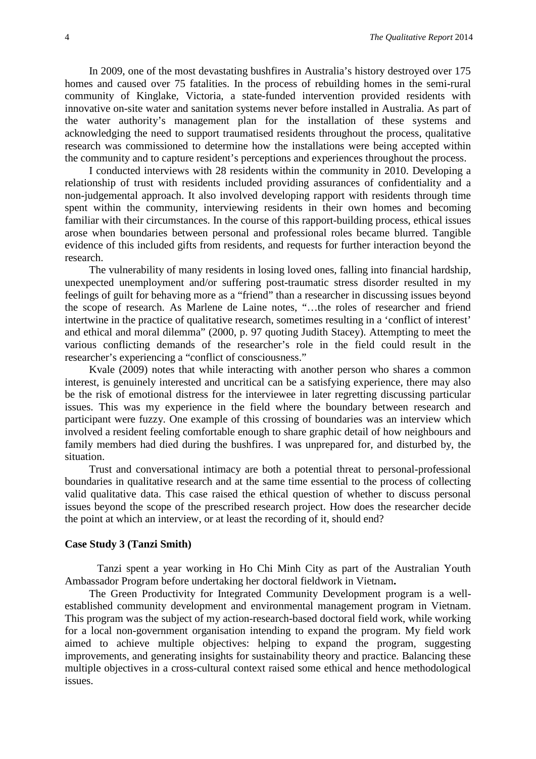In 2009, one of the most devastating bushfires in Australia's history destroyed over 175 homes and caused over 75 fatalities. In the process of rebuilding homes in the semi-rural community of Kinglake, Victoria, a state-funded intervention provided residents with innovative on-site water and sanitation systems never before installed in Australia. As part of the water authority's management plan for the installation of these systems and acknowledging the need to support traumatised residents throughout the process, qualitative research was commissioned to determine how the installations were being accepted within the community and to capture resident's perceptions and experiences throughout the process.

I conducted interviews with 28 residents within the community in 2010. Developing a relationship of trust with residents included providing assurances of confidentiality and a non-judgemental approach. It also involved developing rapport with residents through time spent within the community, interviewing residents in their own homes and becoming familiar with their circumstances. In the course of this rapport-building process, ethical issues arose when boundaries between personal and professional roles became blurred. Tangible evidence of this included gifts from residents, and requests for further interaction beyond the research.

The vulnerability of many residents in losing loved ones, falling into financial hardship, unexpected unemployment and/or suffering post-traumatic stress disorder resulted in my feelings of guilt for behaving more as a "friend" than a researcher in discussing issues beyond the scope of research. As Marlene de Laine notes, "…the roles of researcher and friend intertwine in the practice of qualitative research, sometimes resulting in a 'conflict of interest' and ethical and moral dilemma" (2000, p. 97 quoting Judith Stacey). Attempting to meet the various conflicting demands of the researcher's role in the field could result in the researcher's experiencing a "conflict of consciousness."

Kvale (2009) notes that while interacting with another person who shares a common interest, is genuinely interested and uncritical can be a satisfying experience, there may also be the risk of emotional distress for the interviewee in later regretting discussing particular issues. This was my experience in the field where the boundary between research and participant were fuzzy. One example of this crossing of boundaries was an interview which involved a resident feeling comfortable enough to share graphic detail of how neighbours and family members had died during the bushfires. I was unprepared for, and disturbed by, the situation.

Trust and conversational intimacy are both a potential threat to personal-professional boundaries in qualitative research and at the same time essential to the process of collecting valid qualitative data. This case raised the ethical question of whether to discuss personal issues beyond the scope of the prescribed research project. How does the researcher decide the point at which an interview, or at least the recording of it, should end?

**Case Study 3 (Tanzi Smith)**

Tanzi spent a year working in Ho Chi Minh City as part of the Australian Youth Ambassador Program before undertaking her doctoral fieldwork in Vietnam**.**

The Green Productivity for Integrated Community Development program is a well-established community development and environmental management program in Vietnam. This program was the subject of my action-research-based doctoral field work, while working for a local non-government organisation intending to expand the program. My field work aimed to achieve multiple objectives: helping to expand the program, suggesting improvements, and generating insights for sustainability theory and practice. Balancing these multiple objectives in a cross-cultural context raised some ethical and hence methodological issues.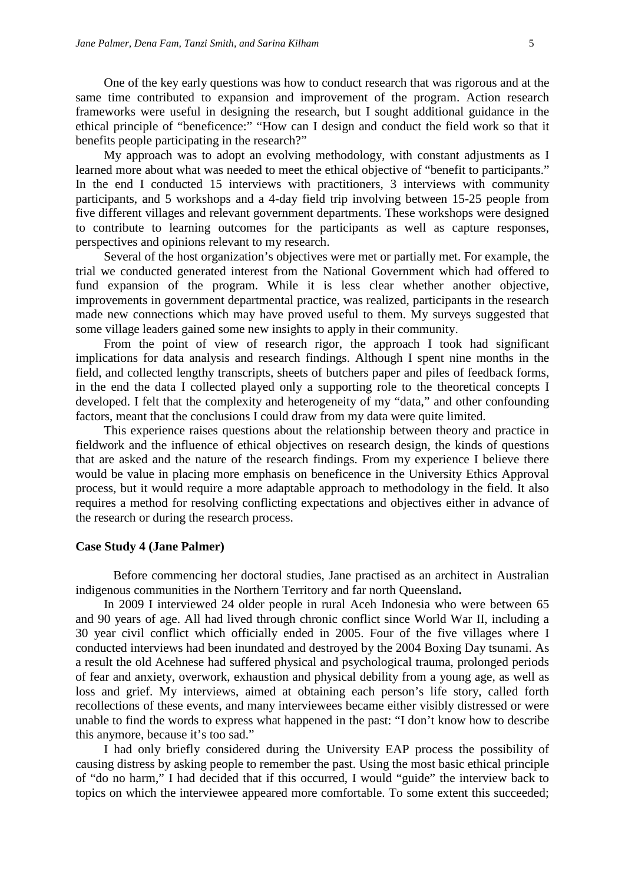One of the key early questions was how to conduct research that was rigorous and at the same time contributed to expansion and improvement of the program. Action research frameworks were useful in designing the research, but I sought additional guidance in the ethical principle of "beneficence:" "How can I design and conduct the field work so that it benefits people participating in the research?"

My approach was to adopt an evolving methodology, with constant adjustments as I learned more about what was needed to meet the ethical objective of "benefit to participants." In the end I conducted 15 interviews with practitioners, 3 interviews with community participants, and 5 workshops and a 4-day field trip involving between 15-25 people from five different villages and relevant government departments. These workshops were designed to contribute to learning outcomes for the participants as well as capture responses, perspectives and opinions relevant to my research.

Several of the host organization's objectives were met or partially met. For example, the trial we conducted generated interest from the National Government which had offered to fund expansion of the program. While it is less clear whether another objective, improvements in government departmental practice, was realized, participants in the research made new connections which may have proved useful to them. My surveys suggested that some village leaders gained some new insights to apply in their community.

From the point of view of research rigor, the approach I took had significant implications for data analysis and research findings. Although I spent nine months in the field, and collected lengthy transcripts, sheets of butchers paper and piles of feedback forms, in the end the data I collected played only a supporting role to the theoretical concepts I developed. I felt that the complexity and heterogeneity of my "data," and other confounding factors, meant that the conclusions I could draw from my data were quite limited.

This experience raises questions about the relationship between theory and practice in fieldwork and the influence of ethical objectives on research design, the kinds of questions that are asked and the nature of the research findings. From my experience I believe there would be value in placing more emphasis on beneficence in the University Ethics Approval process, but it would require a more adaptable approach to methodology in the field. It also requires a method for resolving conflicting expectations and objectives either in advance of the research or during the research process.

**Case Study 4 (Jane Palmer)**

Before commencing her doctoral studies, Jane practised as an architect in Australian indigenous communities in the Northern Territory and far north Queensland**.**

In 2009 I interviewed 24 older people in rural Aceh Indonesia who were between 65 and 90 years of age. All had lived through chronic conflict since World War II, including a 30 year civil conflict which officially ended in 2005. Four of the five villages where I conducted interviews had been inundated and destroyed by the 2004 Boxing Day tsunami. As a result the old Acehnese had suffered physical and psychological trauma, prolonged periods of fear and anxiety, overwork, exhaustion and physical debility from a young age, as well as loss and grief. My interviews, aimed at obtaining each person's life story, called forth recollections of these events, and many interviewees became either visibly distressed or were unable to find the words to express what happened in the past: "I don't know how to describe this anymore, because it's too sad."

I had only briefly considered during the University EAP process the possibility of causing distress by asking people to remember the past. Using the most basic ethical principle of "do no harm," I had decided that if this occurred, I would "guide" the interview back to topics on which the interviewee appeared more comfortable. To some extent this succeeded;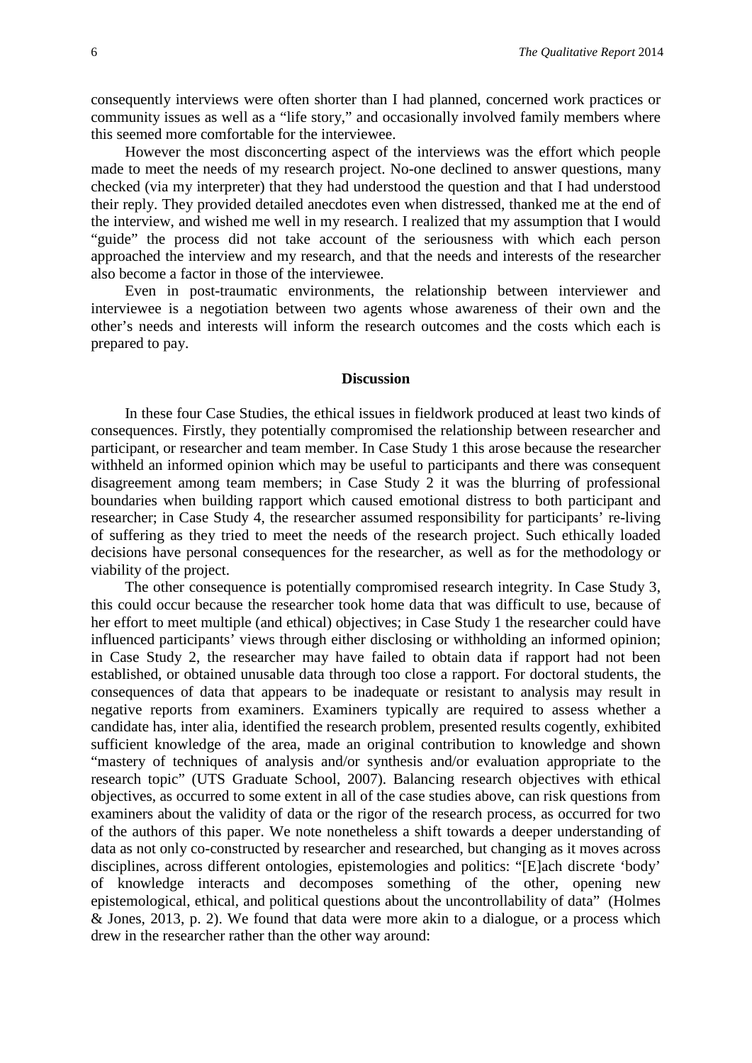consequently interviews were often shorter than I had planned, concerned work practices or community issues as well as a "life story," and occasionally involved family members where this seemed more comfortable for the interviewee.

However the most disconcerting aspect of the interviews was the effort which people made to meet the needs of my research project. No-one declined to answer questions, many checked (via my interpreter) that they had understood the question and that I had understood their reply. They provided detailed anecdotes even when distressed, thanked me at the end of the interview, and wished me well in my research. I realized that my assumption that I would "guide" the process did not take account of the seriousness with which each person approached the interview and my research, and that the needs and interests of the researcher also become a factor in those of the interviewee.

Even in post-traumatic environments, the relationship between interviewer and interviewee is a negotiation between two agents whose awareness of their own and the other's needs and interests will inform the research outcomes and the costs which each is prepared to pay.

## Discussion

In these four Case Studies, the ethical issues in fieldwork produced at least two kinds of consequences. Firstly, they potentially compromised the relationship between researcher and participant, or researcher and team member. In Case Study 1 this arose because the researcher withheld an informed opinion which may be useful to participants and there was consequent disagreement among team members; in Case Study 2 it was the blurring of professional boundaries when building rapport which caused emotional distress to both participant and researcher; in Case Study 4, the researcher assumed responsibility for participants' re-living of suffering as they tried to meet the needs of the research project. Such ethically loaded decisions have personal consequences for the researcher, as well as for the methodology or viability of the project.

The other consequence is potentially compromised research integrity. In Case Study 3, this could occur because the researcher took home data that was difficult to use, because of her effort to meet multiple (and ethical) objectives; in Case Study 1 the researcher could have influenced participants' views through either disclosing or withholding an informed opinion; in Case Study 2, the researcher may have failed to obtain data if rapport had not been established, or obtained unusable data through too close a rapport. For doctoral students, the consequences of data that appears to be inadequate or resistant to analysis may result in negative reports from examiners. Examiners typically are required to assess whether a candidate has, inter alia, identified the research problem, presented results cogently, exhibited sufficient knowledge of the area, made an original contribution to knowledge and shown "mastery of techniques of analysis and/or synthesis and/or evaluation appropriate to the research topic" (UTS Graduate School, 2007). Balancing research objectives with ethical objectives, as occurred to some extent in all of the case studies above, can risk questions from examiners about the validity of data or the rigor of the research process, as occurred for two of the authors of this paper. We note nonetheless a shift towards a deeper understanding of data as not only co-constructed by researcher and researched, but changing as it moves across disciplines, across different ontologies, epistemologies and politics: "[E]ach discrete 'body' of knowledge interacts and decomposes something of the other, opening new epistemological, ethical, and political questions about the uncontrollability of data" (Holmes & Jones, 2013, p. 2). We found that data were more akin to a dialogue, or a process which drew in the researcher rather than the other way around: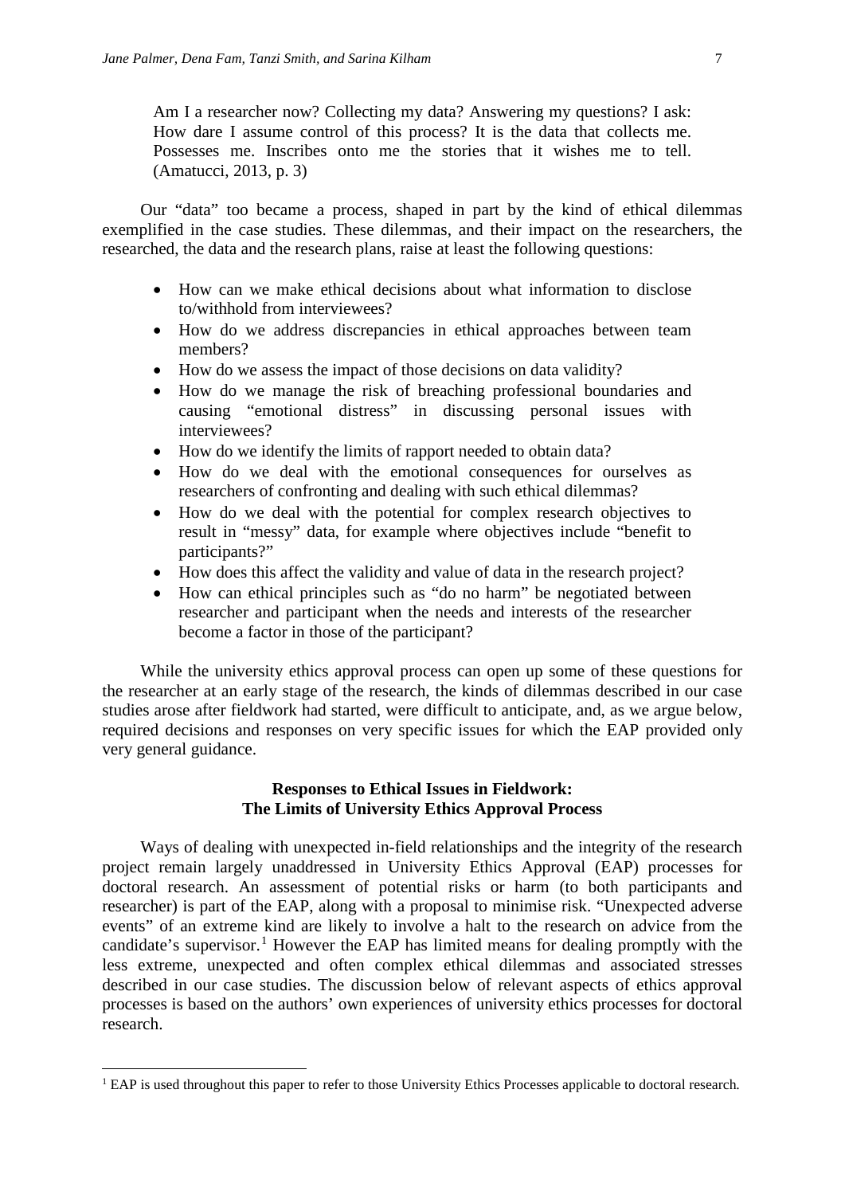> Am I a researcher now? Collecting my data? Answering my questions? I ask: How dare I assume control of this process? It is the data that collects me. Possesses me. Inscribes onto me the stories that it wishes me to tell. (Amatucci, 2013, p. 3)

Our "data" too became a process, shaped in part by the kind of ethical dilemmas exemplified in the case studies. These dilemmas, and their impact on the researchers, the researched, the data and the research plans, raise at least the following questions:

- How can we make ethical decisions about what information to disclose to/withhold from interviewees?
- How do we address discrepancies in ethical approaches between team members?
- How do we assess the impact of those decisions on data validity?
- How do we manage the risk of breaching professional boundaries and causing "emotional distress" in discussing personal issues with interviewees?
- How do we identify the limits of rapport needed to obtain data?
- How do we deal with the emotional consequences for ourselves as researchers of confronting and dealing with such ethical dilemmas?
- How do we deal with the potential for complex research objectives to result in "messy" data, for example where objectives include "benefit to participants?"
- How does this affect the validity and value of data in the research project?
- How can ethical principles such as "do no harm" be negotiated between researcher and participant when the needs and interests of the researcher become a factor in those of the participant?

While the university ethics approval process can open up some of these questions for the researcher at an early stage of the research, the kinds of dilemmas described in our case studies arose after fieldwork had started, were difficult to anticipate, and, as we argue below, required decisions and responses on very specific issues for which the EAP provided only very general guidance.

## Responses to Ethical Issues in Fieldwork: The Limits of University Ethics Approval Process

Ways of dealing with unexpected in-field relationships and the integrity of the research project remain largely unaddressed in University Ethics Approval (EAP) processes for doctoral research. An assessment of potential risks or harm (to both participants and researcher) is part of the EAP, along with a proposal to minimise risk. "Unexpected adverse events" of an extreme kind are likely to involve a halt to the research on advice from the candidate's supervisor.[1] However the EAP has limited means for dealing promptly with the less extreme, unexpected and often complex ethical dilemmas and associated stresses described in our case studies. The discussion below of relevant aspects of ethics approval processes is based on the authors' own experiences of university ethics processes for doctoral research.

[1] EAP is used throughout this paper to refer to those University Ethics Processes applicable to doctoral research.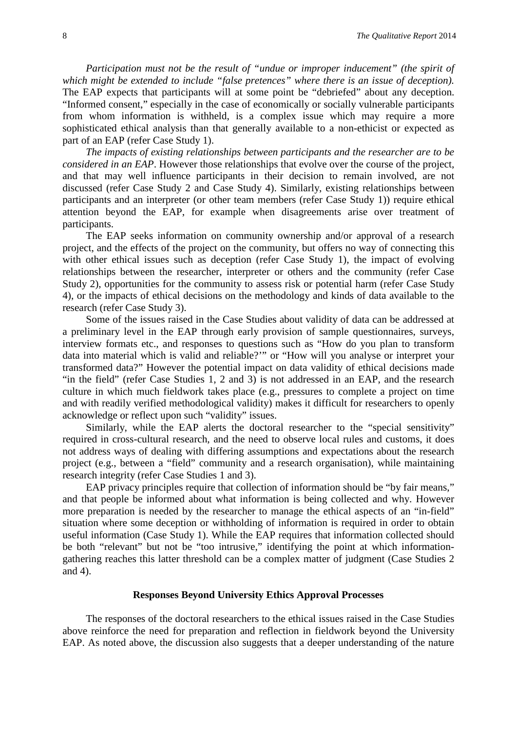*Participation must not be the result of "undue or improper inducement" (the spirit of which might be extended to include "false pretences" where there is an issue of deception).* The EAP expects that participants will at some point be "debriefed" about any deception. "Informed consent," especially in the case of economically or socially vulnerable participants from whom information is withheld, is a complex issue which may require a more sophisticated ethical analysis than that generally available to a non-ethicist or expected as part of an EAP (refer Case Study 1).

*The impacts of existing relationships between participants and the researcher are to be considered in an EAP*. However those relationships that evolve over the course of the project, and that may well influence participants in their decision to remain involved, are not discussed (refer Case Study 2 and Case Study 4). Similarly, existing relationships between participants and an interpreter (or other team members (refer Case Study 1)) require ethical attention beyond the EAP, for example when disagreements arise over treatment of participants.

The EAP seeks information on community ownership and/or approval of a research project, and the effects of the project on the community, but offers no way of connecting this with other ethical issues such as deception (refer Case Study 1), the impact of evolving relationships between the researcher, interpreter or others and the community (refer Case Study 2), opportunities for the community to assess risk or potential harm (refer Case Study 4), or the impacts of ethical decisions on the methodology and kinds of data available to the research (refer Case Study 3).

Some of the issues raised in the Case Studies about validity of data can be addressed at a preliminary level in the EAP through early provision of sample questionnaires, surveys, interview formats etc., and responses to questions such as "How do you plan to transform data into material which is valid and reliable?'" or "How will you analyse or interpret your transformed data?" However the potential impact on data validity of ethical decisions made "in the field" (refer Case Studies 1, 2 and 3) is not addressed in an EAP, and the research culture in which much fieldwork takes place (e.g., pressures to complete a project on time and with readily verified methodological validity) makes it difficult for researchers to openly acknowledge or reflect upon such "validity" issues.

Similarly, while the EAP alerts the doctoral researcher to the "special sensitivity" required in cross-cultural research, and the need to observe local rules and customs, it does not address ways of dealing with differing assumptions and expectations about the research project (e.g., between a "field" community and a research organisation), while maintaining research integrity (refer Case Studies 1 and 3).

EAP privacy principles require that collection of information should be "by fair means," and that people be informed about what information is being collected and why. However more preparation is needed by the researcher to manage the ethical aspects of an "in-field" situation where some deception or withholding of information is required in order to obtain useful information (Case Study 1). While the EAP requires that information collected should be both "relevant" but not be "too intrusive," identifying the point at which information-gathering reaches this latter threshold can be a complex matter of judgment (Case Studies 2 and 4).

## Responses Beyond University Ethics Approval Processes

The responses of the doctoral researchers to the ethical issues raised in the Case Studies above reinforce the need for preparation and reflection in fieldwork beyond the University EAP. As noted above, the discussion also suggests that a deeper understanding of the nature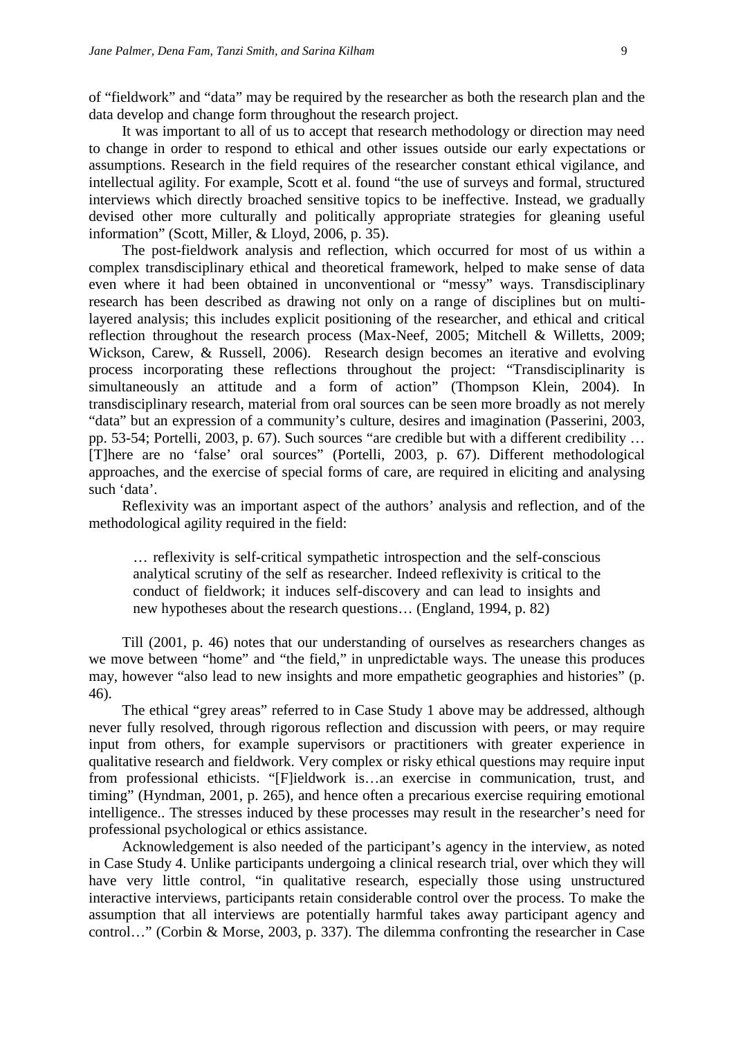of "fieldwork" and "data" may be required by the researcher as both the research plan and the data develop and change form throughout the research project.

It was important to all of us to accept that research methodology or direction may need to change in order to respond to ethical and other issues outside our early expectations or assumptions. Research in the field requires of the researcher constant ethical vigilance, and intellectual agility. For example, Scott et al. found "the use of surveys and formal, structured interviews which directly broached sensitive topics to be ineffective. Instead, we gradually devised other more culturally and politically appropriate strategies for gleaning useful information" (Scott, Miller, & Lloyd, 2006, p. 35).

The post-fieldwork analysis and reflection, which occurred for most of us within a complex transdisciplinary ethical and theoretical framework, helped to make sense of data even where it had been obtained in unconventional or "messy" ways. Transdisciplinary research has been described as drawing not only on a range of disciplines but on multi-layered analysis; this includes explicit positioning of the researcher, and ethical and critical reflection throughout the research process (Max-Neef, 2005; Mitchell & Willetts, 2009; Wickson, Carew, & Russell, 2006). Research design becomes an iterative and evolving process incorporating these reflections throughout the project: "Transdisciplinarity is simultaneously an attitude and a form of action" (Thompson Klein, 2004). In transdisciplinary research, material from oral sources can be seen more broadly as not merely "data" but an expression of a community's culture, desires and imagination (Passerini, 2003, pp. 53-54; Portelli, 2003, p. 67). Such sources "are credible but with a different credibility … [T]here are no 'false' oral sources" (Portelli, 2003, p. 67). Different methodological approaches, and the exercise of special forms of care, are required in eliciting and analysing such 'data'.

Reflexivity was an important aspect of the authors' analysis and reflection, and of the methodological agility required in the field:

> … reflexivity is self-critical sympathetic introspection and the self-conscious analytical scrutiny of the self as researcher. Indeed reflexivity is critical to the conduct of fieldwork; it induces self-discovery and can lead to insights and new hypotheses about the research questions… (England, 1994, p. 82)

Till (2001, p. 46) notes that our understanding of ourselves as researchers changes as we move between "home" and "the field," in unpredictable ways. The unease this produces may, however "also lead to new insights and more empathetic geographies and histories" (p. 46).

The ethical "grey areas" referred to in Case Study 1 above may be addressed, although never fully resolved, through rigorous reflection and discussion with peers, or may require input from others, for example supervisors or practitioners with greater experience in qualitative research and fieldwork. Very complex or risky ethical questions may require input from professional ethicists. "[F]ieldwork is…an exercise in communication, trust, and timing" (Hyndman, 2001, p. 265), and hence often a precarious exercise requiring emotional intelligence.. The stresses induced by these processes may result in the researcher's need for professional psychological or ethics assistance.

Acknowledgement is also needed of the participant's agency in the interview, as noted in Case Study 4. Unlike participants undergoing a clinical research trial, over which they will have very little control, "in qualitative research, especially those using unstructured interactive interviews, participants retain considerable control over the process. To make the assumption that all interviews are potentially harmful takes away participant agency and control…" (Corbin & Morse, 2003, p. 337). The dilemma confronting the researcher in Case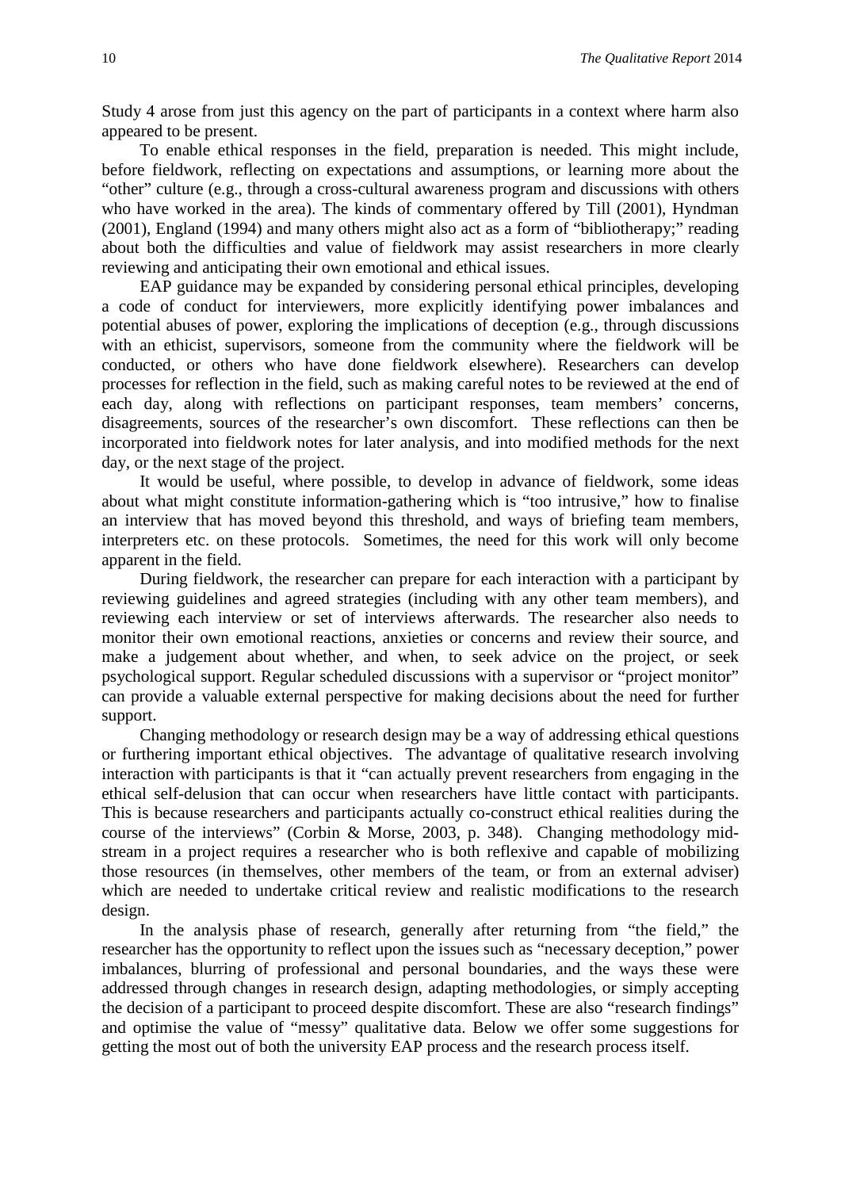Study 4 arose from just this agency on the part of participants in a context where harm also appeared to be present.

To enable ethical responses in the field, preparation is needed. This might include, before fieldwork, reflecting on expectations and assumptions, or learning more about the "other" culture (e.g., through a cross-cultural awareness program and discussions with others who have worked in the area). The kinds of commentary offered by Till (2001), Hyndman (2001), England (1994) and many others might also act as a form of "bibliotherapy;" reading about both the difficulties and value of fieldwork may assist researchers in more clearly reviewing and anticipating their own emotional and ethical issues.

EAP guidance may be expanded by considering personal ethical principles, developing a code of conduct for interviewers, more explicitly identifying power imbalances and potential abuses of power, exploring the implications of deception (e.g., through discussions with an ethicist, supervisors, someone from the community where the fieldwork will be conducted, or others who have done fieldwork elsewhere). Researchers can develop processes for reflection in the field, such as making careful notes to be reviewed at the end of each day, along with reflections on participant responses, team members' concerns, disagreements, sources of the researcher's own discomfort. These reflections can then be incorporated into fieldwork notes for later analysis, and into modified methods for the next day, or the next stage of the project.

It would be useful, where possible, to develop in advance of fieldwork, some ideas about what might constitute information-gathering which is "too intrusive," how to finalise an interview that has moved beyond this threshold, and ways of briefing team members, interpreters etc. on these protocols. Sometimes, the need for this work will only become apparent in the field.

During fieldwork, the researcher can prepare for each interaction with a participant by reviewing guidelines and agreed strategies (including with any other team members), and reviewing each interview or set of interviews afterwards. The researcher also needs to monitor their own emotional reactions, anxieties or concerns and review their source, and make a judgement about whether, and when, to seek advice on the project, or seek psychological support. Regular scheduled discussions with a supervisor or "project monitor" can provide a valuable external perspective for making decisions about the need for further support.

Changing methodology or research design may be a way of addressing ethical questions or furthering important ethical objectives. The advantage of qualitative research involving interaction with participants is that it "can actually prevent researchers from engaging in the ethical self-delusion that can occur when researchers have little contact with participants. This is because researchers and participants actually co-construct ethical realities during the course of the interviews" (Corbin & Morse, 2003, p. 348). Changing methodology mid-stream in a project requires a researcher who is both reflexive and capable of mobilizing those resources (in themselves, other members of the team, or from an external adviser) which are needed to undertake critical review and realistic modifications to the research design.

In the analysis phase of research, generally after returning from "the field," the researcher has the opportunity to reflect upon the issues such as "necessary deception," power imbalances, blurring of professional and personal boundaries, and the ways these were addressed through changes in research design, adapting methodologies, or simply accepting the decision of a participant to proceed despite discomfort. These are also "research findings" and optimise the value of "messy" qualitative data. Below we offer some suggestions for getting the most out of both the university EAP process and the research process itself.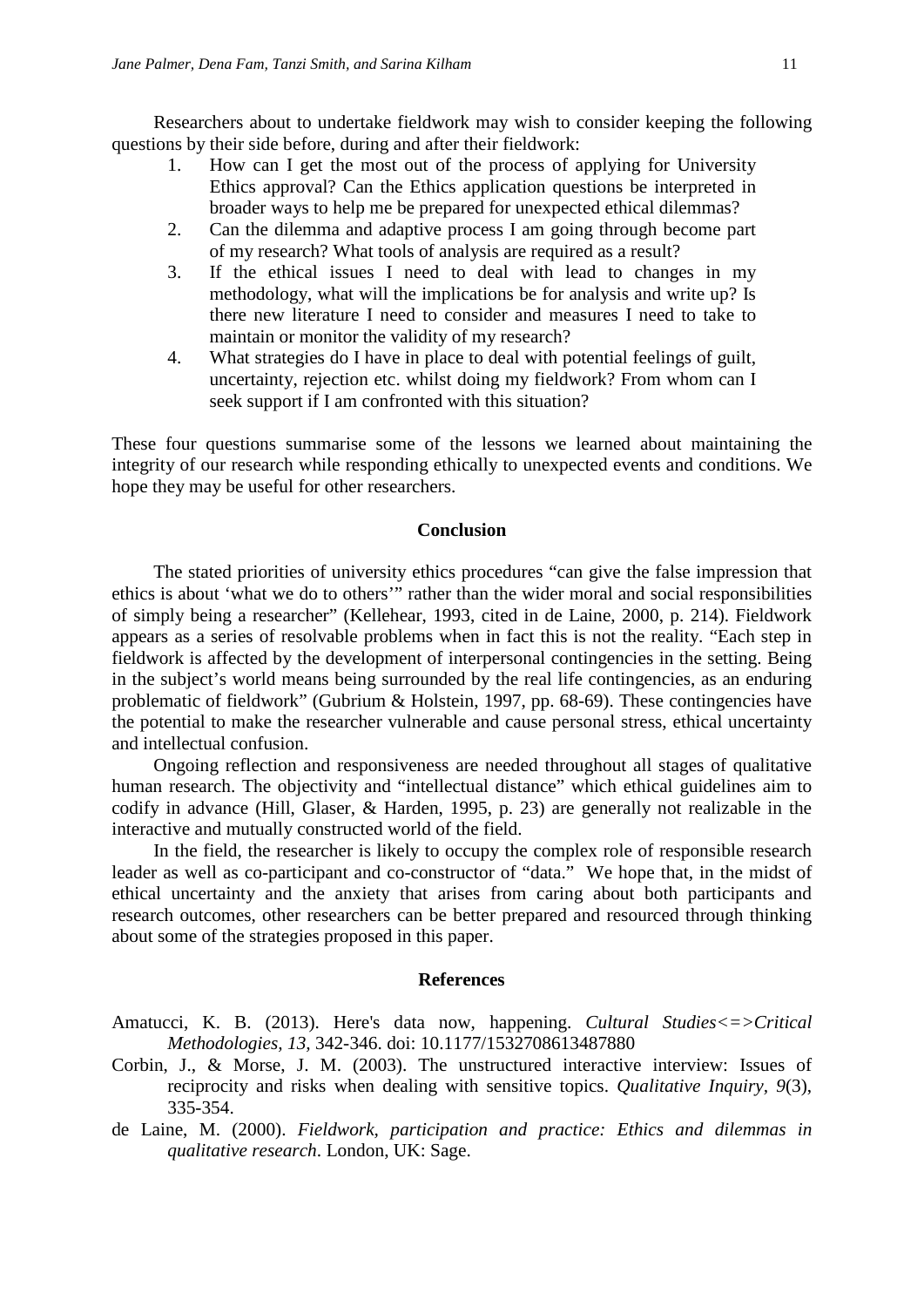Researchers about to undertake fieldwork may wish to consider keeping the following questions by their side before, during and after their fieldwork:

1. How can I get the most out of the process of applying for University Ethics approval? Can the Ethics application questions be interpreted in broader ways to help me be prepared for unexpected ethical dilemmas?
2. Can the dilemma and adaptive process I am going through become part of my research? What tools of analysis are required as a result?
3. If the ethical issues I need to deal with lead to changes in my methodology, what will the implications be for analysis and write up? Is there new literature I need to consider and measures I need to take to maintain or monitor the validity of my research?
4. What strategies do I have in place to deal with potential feelings of guilt, uncertainty, rejection etc. whilst doing my fieldwork? From whom can I seek support if I am confronted with this situation?

These four questions summarise some of the lessons we learned about maintaining the integrity of our research while responding ethically to unexpected events and conditions. We hope they may be useful for other researchers.

## Conclusion

The stated priorities of university ethics procedures "can give the false impression that ethics is about 'what we do to others'" rather than the wider moral and social responsibilities of simply being a researcher" (Kellehear, 1993, cited in de Laine, 2000, p. 214). Fieldwork appears as a series of resolvable problems when in fact this is not the reality. "Each step in fieldwork is affected by the development of interpersonal contingencies in the setting. Being in the subject's world means being surrounded by the real life contingencies, as an enduring problematic of fieldwork" (Gubrium & Holstein, 1997, pp. 68-69). These contingencies have the potential to make the researcher vulnerable and cause personal stress, ethical uncertainty and intellectual confusion.

Ongoing reflection and responsiveness are needed throughout all stages of qualitative human research. The objectivity and "intellectual distance" which ethical guidelines aim to codify in advance (Hill, Glaser, & Harden, 1995, p. 23) are generally not realizable in the interactive and mutually constructed world of the field.

In the field, the researcher is likely to occupy the complex role of responsible research leader as well as co-participant and co-constructor of "data." We hope that, in the midst of ethical uncertainty and the anxiety that arises from caring about both participants and research outcomes, other researchers can be better prepared and resourced through thinking about some of the strategies proposed in this paper.

## References

Amatucci, K. B. (2013). Here's data now, happening. *Cultural Studies<=>Critical Methodologies*, *13*, 342-346. doi: 10.1177/1532708613487880

Corbin, J., & Morse, J. M. (2003). The unstructured interactive interview: Issues of reciprocity and risks when dealing with sensitive topics. *Qualitative Inquiry*, *9*(3), 335-354.

de Laine, M. (2000). *Fieldwork, participation and practice: Ethics and dilemmas in qualitative research*. London, UK: Sage.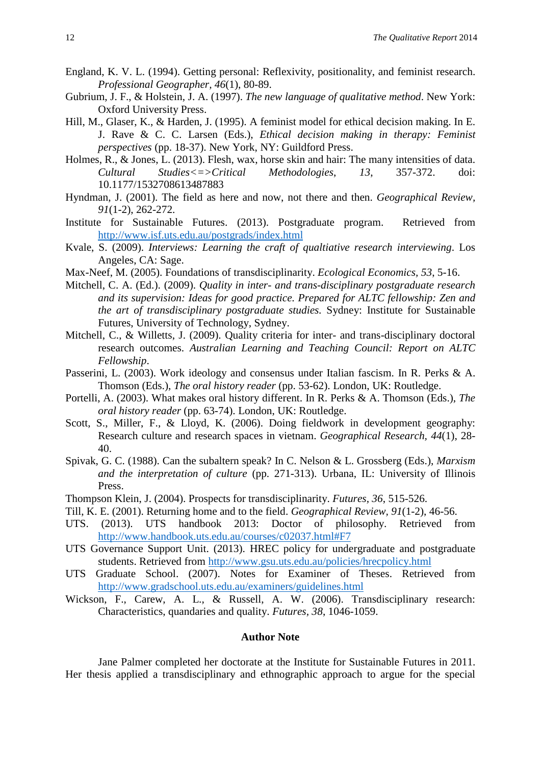England, K. V. L. (1994). Getting personal: Reflexivity, positionality, and feminist research. *Professional Geographer, 46*(1), 80-89.

Gubrium, J. F., & Holstein, J. A. (1997). *The new language of qualitative method*. New York: Oxford University Press.

Hill, M., Glaser, K., & Harden, J. (1995). A feminist model for ethical decision making. In E. J. Rave & C. C. Larsen (Eds.), *Ethical decision making in therapy: Feminist perspectives* (pp. 18-37). New York, NY: Guildford Press.

Holmes, R., & Jones, L. (2013). Flesh, wax, horse skin and hair: The many intensities of data. *Cultural Studies<=>Critical Methodologies, 13,* 357-372. doi: 10.1177/1532708613487883

Hyndman, J. (2001). The field as here and now, not there and then. *Geographical Review, 91*(1-2), 262-272.

Institute for Sustainable Futures. (2013). Postgraduate program. Retrieved from http://www.isf.uts.edu.au/postgrads/index.html

Kvale, S. (2009). *Interviews: Learning the craft of qualtiative research interviewing*. Los Angeles, CA: Sage.

Max-Neef, M. (2005). Foundations of transdisciplinarity. *Ecological Economics, 53*, 5-16.

Mitchell, C. A. (Ed.). (2009). *Quality in inter- and trans-disciplinary postgraduate research and its supervision: Ideas for good practice. Prepared for ALTC fellowship: Zen and the art of transdisciplinary postgraduate studies.* Sydney: Institute for Sustainable Futures, University of Technology, Sydney.

Mitchell, C., & Willetts, J. (2009). Quality criteria for inter- and trans-disciplinary doctoral research outcomes. *Australian Learning and Teaching Council: Report on ALTC Fellowship*.

Passerini, L. (2003). Work ideology and consensus under Italian fascism. In R. Perks & A. Thomson (Eds.), *The oral history reader* (pp. 53-62). London, UK: Routledge.

Portelli, A. (2003). What makes oral history different. In R. Perks & A. Thomson (Eds.), *The oral history reader* (pp. 63-74). London, UK: Routledge.

Scott, S., Miller, F., & Lloyd, K. (2006). Doing fieldwork in development geography: Research culture and research spaces in vietnam. *Geographical Research, 44*(1), 28-40.

Spivak, G. C. (1988). Can the subaltern speak? In C. Nelson & L. Grossberg (Eds.), *Marxism and the interpretation of culture* (pp. 271-313). Urbana, IL: University of Illinois Press.

Thompson Klein, J. (2004). Prospects for transdisciplinarity. *Futures, 36*, 515-526.

Till, K. E. (2001). Returning home and to the field. *Geographical Review, 91*(1-2), 46-56.

UTS. (2013). UTS handbook 2013: Doctor of philosophy. Retrieved from http://www.handbook.uts.edu.au/courses/c02037.html#F7

UTS Governance Support Unit. (2013). HREC policy for undergraduate and postgraduate students. Retrieved from http://www.gsu.uts.edu.au/policies/hrecpolicy.html

UTS Graduate School. (2007). Notes for Examiner of Theses. Retrieved from http://www.gradschool.uts.edu.au/examiners/guidelines.html

Wickson, F., Carew, A. L., & Russell, A. W. (2006). Transdisciplinary research: Characteristics, quandaries and quality. *Futures, 38*, 1046-1059.

## Author Note

Jane Palmer completed her doctorate at the Institute for Sustainable Futures in 2011. Her thesis applied a transdisciplinary and ethnographic approach to argue for the special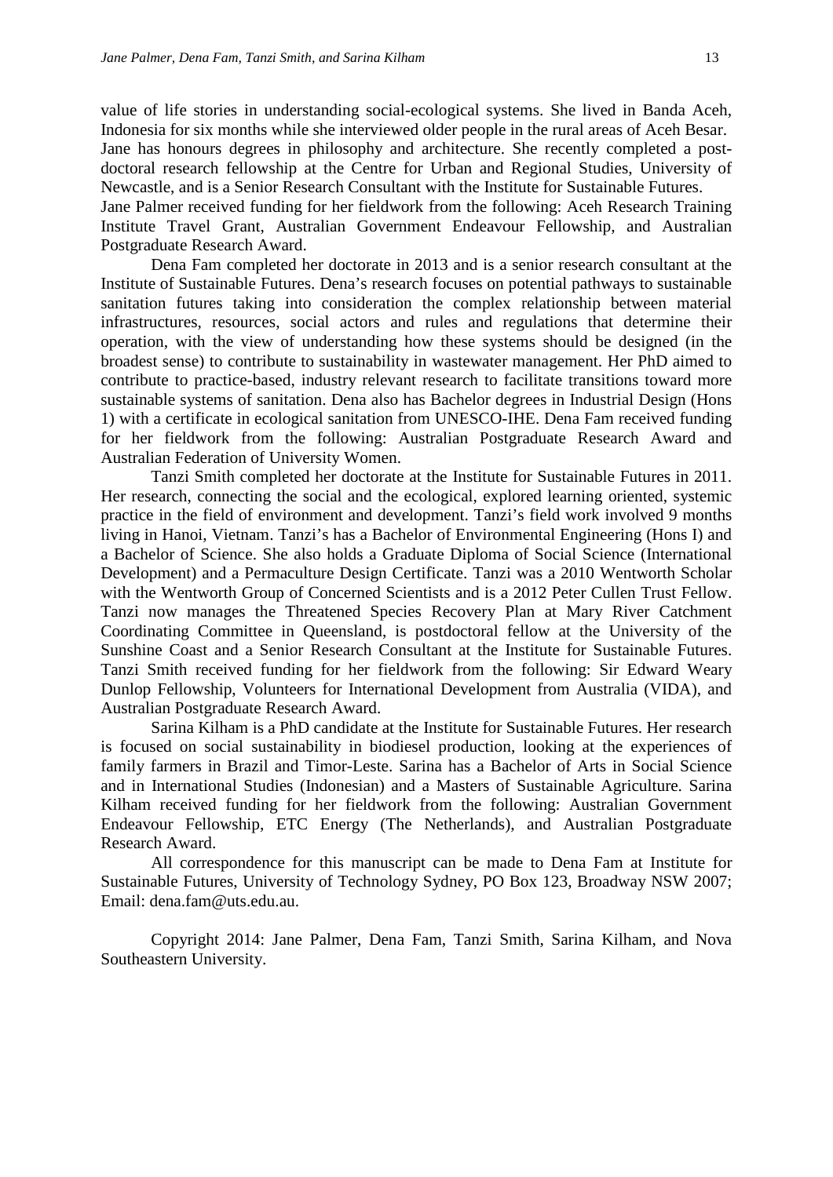value of life stories in understanding social-ecological systems. She lived in Banda Aceh, Indonesia for six months while she interviewed older people in the rural areas of Aceh Besar. Jane has honours degrees in philosophy and architecture. She recently completed a post-doctoral research fellowship at the Centre for Urban and Regional Studies, University of Newcastle, and is a Senior Research Consultant with the Institute for Sustainable Futures. Jane Palmer received funding for her fieldwork from the following: Aceh Research Training Institute Travel Grant, Australian Government Endeavour Fellowship, and Australian Postgraduate Research Award.

Dena Fam completed her doctorate in 2013 and is a senior research consultant at the Institute of Sustainable Futures. Dena's research focuses on potential pathways to sustainable sanitation futures taking into consideration the complex relationship between material infrastructures, resources, social actors and rules and regulations that determine their operation, with the view of understanding how these systems should be designed (in the broadest sense) to contribute to sustainability in wastewater management. Her PhD aimed to contribute to practice-based, industry relevant research to facilitate transitions toward more sustainable systems of sanitation. Dena also has Bachelor degrees in Industrial Design (Hons 1) with a certificate in ecological sanitation from UNESCO-IHE. Dena Fam received funding for her fieldwork from the following: Australian Postgraduate Research Award and Australian Federation of University Women.

Tanzi Smith completed her doctorate at the Institute for Sustainable Futures in 2011. Her research, connecting the social and the ecological, explored learning oriented, systemic practice in the field of environment and development. Tanzi's field work involved 9 months living in Hanoi, Vietnam. Tanzi's has a Bachelor of Environmental Engineering (Hons I) and a Bachelor of Science. She also holds a Graduate Diploma of Social Science (International Development) and a Permaculture Design Certificate. Tanzi was a 2010 Wentworth Scholar with the Wentworth Group of Concerned Scientists and is a 2012 Peter Cullen Trust Fellow. Tanzi now manages the Threatened Species Recovery Plan at Mary River Catchment Coordinating Committee in Queensland, is postdoctoral fellow at the University of the Sunshine Coast and a Senior Research Consultant at the Institute for Sustainable Futures. Tanzi Smith received funding for her fieldwork from the following: Sir Edward Weary Dunlop Fellowship, Volunteers for International Development from Australia (VIDA), and Australian Postgraduate Research Award.

Sarina Kilham is a PhD candidate at the Institute for Sustainable Futures. Her research is focused on social sustainability in biodiesel production, looking at the experiences of family farmers in Brazil and Timor-Leste. Sarina has a Bachelor of Arts in Social Science and in International Studies (Indonesian) and a Masters of Sustainable Agriculture. Sarina Kilham received funding for her fieldwork from the following: Australian Government Endeavour Fellowship, ETC Energy (The Netherlands), and Australian Postgraduate Research Award.

All correspondence for this manuscript can be made to Dena Fam at Institute for Sustainable Futures, University of Technology Sydney, PO Box 123, Broadway NSW 2007; Email: dena.fam@uts.edu.au.

Copyright 2014: Jane Palmer, Dena Fam, Tanzi Smith, Sarina Kilham, and Nova Southeastern University.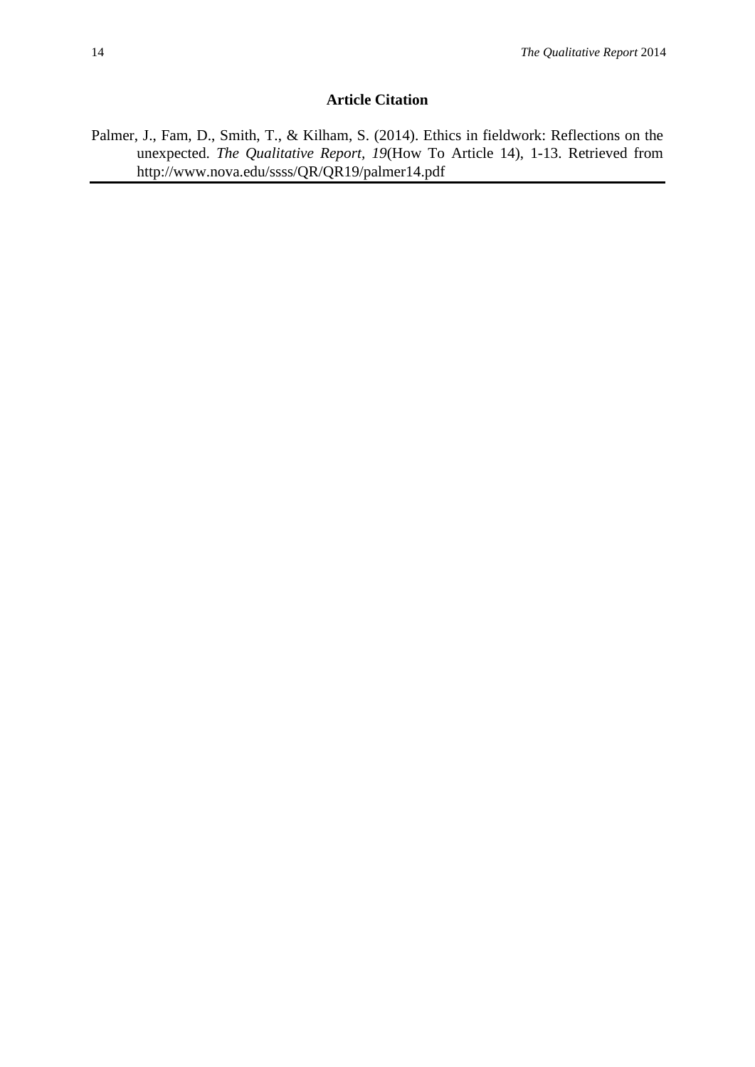## Article Citation

Palmer, J., Fam, D., Smith, T., & Kilham, S. (2014). Ethics in fieldwork: Reflections on the unexpected. *The Qualitative Report*, *19*(How To Article 14), 1-13. Retrieved from http://www.nova.edu/ssss/QR/QR19/palmer14.pdf